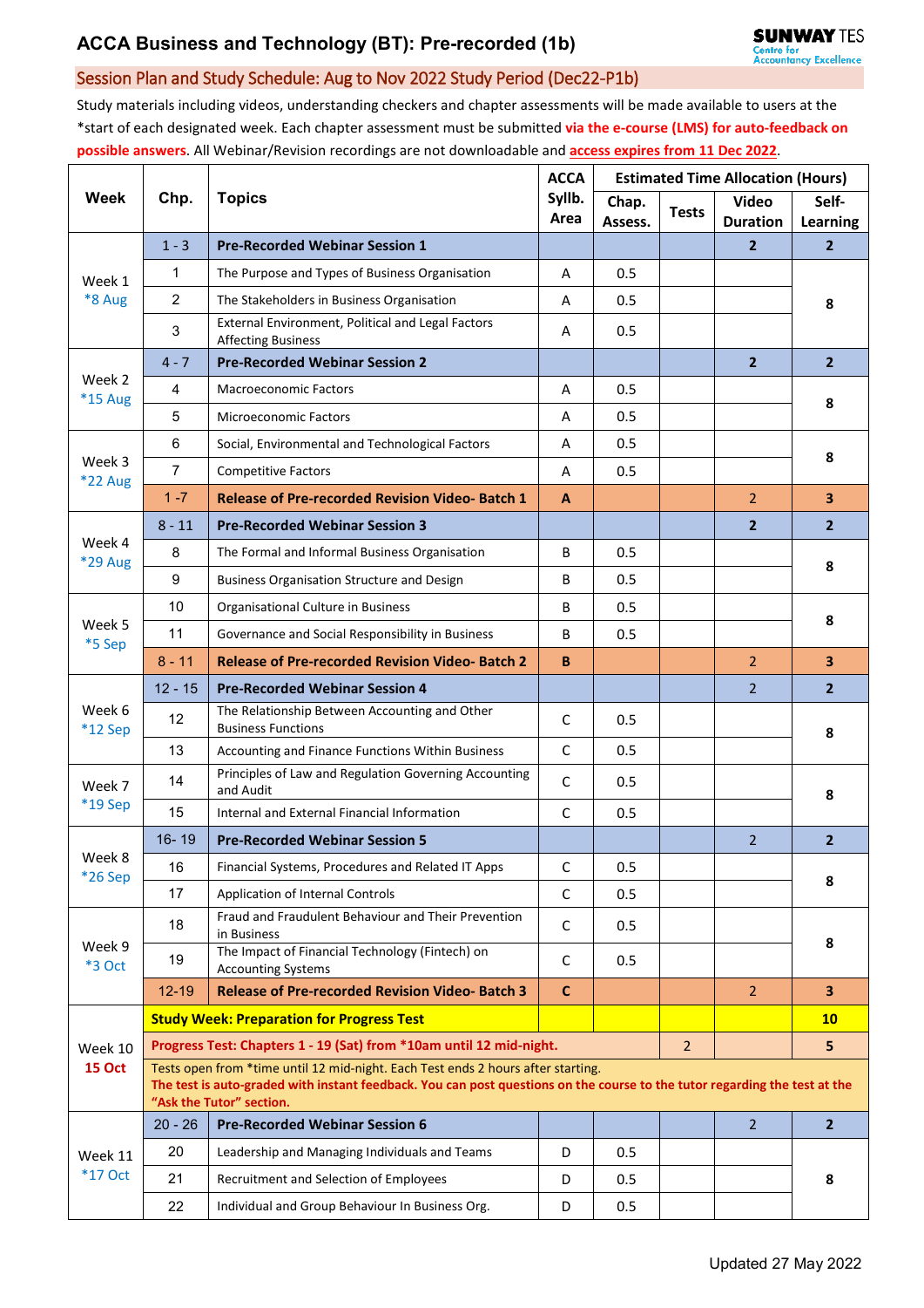# ACCA Business and Technology (BT): Pre-recorded (1b)

## Session Plan and Study Schedule: Aug to Nov 2022 Study Period (Dec22-P1b)

Study materials including videos, understanding checkers and chapter assessments will be made available to users at the *start of each designated week. Each chapter assessment must be submitted **via the e-course (LMS) for auto-feedback on possible answers**. All Webinar/Revision recordings are not downloadable and **access expires from 11 Dec 2022**.

| Week | Chp. | Topics | ACCA Syllb. Area | Estimated Time Allocation (Hours) | | | |
|---|---|---|---|---|---|---|---|
| | | | | Chap. Assess. | Tests | Video Duration | Self-Learning |
| Week 1 *8 Aug | 1 - 3 | **Pre-Recorded Webinar Session 1** | | | | 2 | 2 |
| | 1 | The Purpose and Types of Business Organisation | A | 0.5 | | | 8 |
| | 2 | The Stakeholders in Business Organisation | A | 0.5 | | | |
| | 3 | External Environment, Political and Legal Factors Affecting Business | A | 0.5 | | | |
| Week 2 *15 Aug | 4 - 7 | **Pre-Recorded Webinar Session 2** | | | | 2 | 2 |
| | 4 | Macroeconomic Factors | A | 0.5 | | | 8 |
| | 5 | Microeconomic Factors | A | 0.5 | | | |
| Week 3 *22 Aug | 6 | Social, Environmental and Technological Factors | A | 0.5 | | | 8 |
| | 7 | Competitive Factors | A | 0.5 | | | |
| | 1 -7 | **Release of Pre-recorded Revision Video- Batch 1** | **A** | | | 2 | 3 |
| Week 4 *29 Aug | 8 - 11 | **Pre-Recorded Webinar Session 3** | | | | 2 | 2 |
| | 8 | The Formal and Informal Business Organisation | B | 0.5 | | | 8 |
| | 9 | Business Organisation Structure and Design | B | 0.5 | | | |
| Week 5 *5 Sep | 10 | Organisational Culture in Business | B | 0.5 | | | 8 |
| | 11 | Governance and Social Responsibility in Business | B | 0.5 | | | |
| | 8 - 11 | **Release of Pre-recorded Revision Video- Batch 2** | **B** | | | 2 | 3 |
| Week 6 *12 Sep | 12 - 15 | **Pre-Recorded Webinar Session 4** | | | | 2 | 2 |
| | 12 | The Relationship Between Accounting and Other Business Functions | C | 0.5 | | | 8 |
| | 13 | Accounting and Finance Functions Within Business | C | 0.5 | | | |
| Week 7 *19 Sep | 14 | Principles of Law and Regulation Governing Accounting and Audit | C | 0.5 | | | 8 |
| | 15 | Internal and External Financial Information | C | 0.5 | | | |
| Week 8 *26 Sep | 16- 19 | **Pre-Recorded Webinar Session 5** | | | | 2 | 2 |
| | 16 | Financial Systems, Procedures and Related IT Apps | C | 0.5 | | | 8 |
| | 17 | Application of Internal Controls | C | 0.5 | | | |
| Week 9 *3 Oct | 18 | Fraud and Fraudulent Behaviour and Their Prevention in Business | C | 0.5 | | | 8 |
| | 19 | The Impact of Financial Technology (Fintech) on Accounting Systems | C | 0.5 | | | |
| | 12-19 | **Release of Pre-recorded Revision Video- Batch 3** | **C** | | | 2 | 3 |
| Week 10 15 Oct | | **Study Week: Preparation for Progress Test** | | | | | 10 |
| | | **Progress Test: Chapters 1 - 19 (Sat) from *10am until 12 mid-night.** | | | 2 | | 5 |
| | | Tests open from *time until 12 mid-night. Each Test ends 2 hours after starting. **The test is auto-graded with instant feedback. You can post questions on the course to the tutor regarding the test at the "Ask the Tutor" section.** | | | | | |
| Week 11 *17 Oct | 20 - 26 | **Pre-Recorded Webinar Session 6** | | | | 2 | 2 |
| | 20 | Leadership and Managing Individuals and Teams | D | 0.5 | | | 8 |
| | 21 | Recruitment and Selection of Employees | D | 0.5 | | | |
| | 22 | Individual and Group Behaviour In Business Org. | D | 0.5 | | | |

Updated 27 May 2022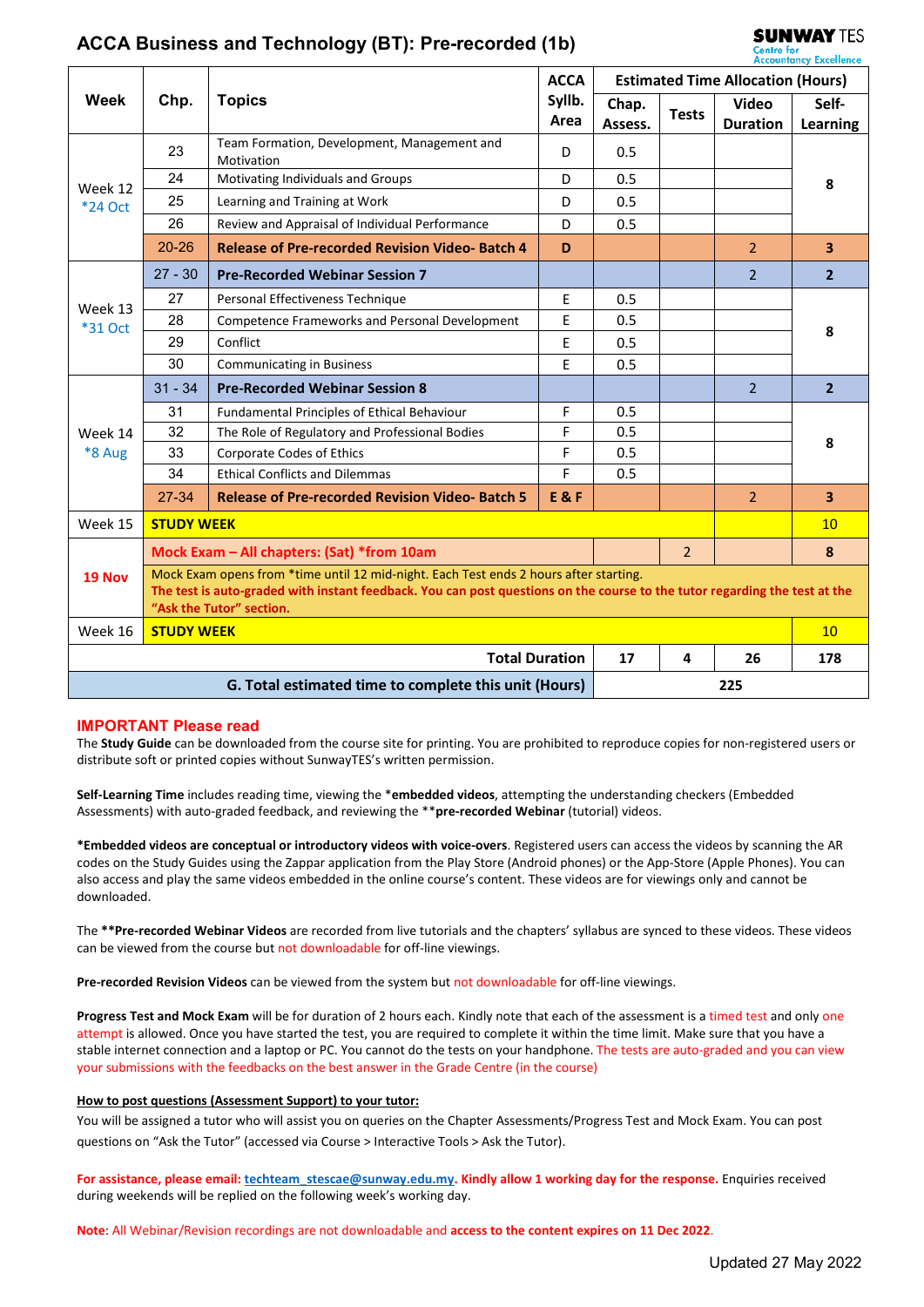# ACCA Business and Technology (BT): Pre-recorded (1b)

SUNWAY TES Centre for Accountancy Excellence

| Week | Chp. | Topics | ACCA Syllb. Area | Estimated Time Allocation (Hours) | | | |
|---|---|---|---|---|---|---|---|
| | | | | Chap. Assess. | Tests | Video Duration | Self-Learning |
| Week 12 *24 Oct | 23 | Team Formation, Development, Management and Motivation | D | 0.5 | | | 8 |
| | 24 | Motivating Individuals and Groups | D | 0.5 | | | |
| | 25 | Learning and Training at Work | D | 0.5 | | | |
| | 26 | Review and Appraisal of Individual Performance | D | 0.5 | | | |
| | 20-26 | **Release of Pre-recorded Revision Video- Batch 4** | **D** | | | 2 | **3** |
| Week 13 *31 Oct | 27 - 30 | **Pre-Recorded Webinar Session 7** | | | | 2 | **2** |
| | 27 | Personal Effectiveness Technique | E | 0.5 | | | 8 |
| | 28 | Competence Frameworks and Personal Development | E | 0.5 | | | |
| | 29 | Conflict | E | 0.5 | | | |
| | 30 | Communicating in Business | E | 0.5 | | | |
| Week 14 *8 Aug | 31 - 34 | **Pre-Recorded Webinar Session 8** | | | | 2 | **2** |
| | 31 | Fundamental Principles of Ethical Behaviour | F | 0.5 | | | 8 |
| | 32 | The Role of Regulatory and Professional Bodies | F | 0.5 | | | |
| | 33 | Corporate Codes of Ethics | F | 0.5 | | | |
| | 34 | Ethical Conflicts and Dilemmas | F | 0.5 | | | |
| | 27-34 | **Release of Pre-recorded Revision Video- Batch 5** | **E & F** | | | 2 | **3** |
| Week 15 | **STUDY WEEK** | | | | | | 10 |
| **19 Nov** | **Mock Exam – All chapters: (Sat) *from 10am** | | | | 2 | | **8** |
| | Mock Exam opens from *time until 12 mid-night. Each Test ends 2 hours after starting. **The test is auto-graded with instant feedback. You can post questions on the course to the tutor regarding the test at the "Ask the Tutor" section.** | | | | | | |
| Week 16 | **STUDY WEEK** | | | | | | 10 |
| | | | **Total Duration** | **17** | **4** | **26** | **178** |
| | | | **G. Total estimated time to complete this unit (Hours)** | **225** | | | |

## IMPORTANT Please read

The **Study Guide** can be downloaded from the course site for printing. You are prohibited to reproduce copies for non-registered users or distribute soft or printed copies without SunwayTES's written permission.

**Self-Learning Time** includes reading time, viewing the ***embedded videos**, attempting the understanding checkers (Embedded Assessments) with auto-graded feedback, and reviewing the ****pre-recorded Webinar** (tutorial) videos.

***Embedded videos are conceptual or introductory videos with voice-overs**. Registered users can access the videos by scanning the AR codes on the Study Guides using the Zappar application from the Play Store (Android phones) or the App-Store (Apple Phones). You can also access and play the same videos embedded in the online course's content. These videos are for viewings only and cannot be downloaded.

The ****Pre-recorded Webinar Videos** are recorded from live tutorials and the chapters' syllabus are synced to these videos. These videos can be viewed from the course but not downloadable for off-line viewings.

**Pre-recorded Revision Videos** can be viewed from the system but not downloadable for off-line viewings.

**Progress Test and Mock Exam** will be for duration of 2 hours each. Kindly note that each of the assessment is a timed test and only one attempt is allowed. Once you have started the test, you are required to complete it within the time limit. Make sure that you have a stable internet connection and a laptop or PC. You cannot do the tests on your handphone. The tests are auto-graded and you can view your submissions with the feedbacks on the best answer in the Grade Centre (in the course)

**How to post questions (Assessment Support) to your tutor:**

You will be assigned a tutor who will assist you on queries on the Chapter Assessments/Progress Test and Mock Exam. You can post questions on "Ask the Tutor" (accessed via Course > Interactive Tools > Ask the Tutor).

**For assistance, please email: techteam_stescae@sunway.edu.my. Kindly allow 1 working day for the response.** Enquiries received during weekends will be replied on the following week's working day.

**Note**: All Webinar/Revision recordings are not downloadable and **access to the content expires on 11 Dec 2022**.

Updated 27 May 2022